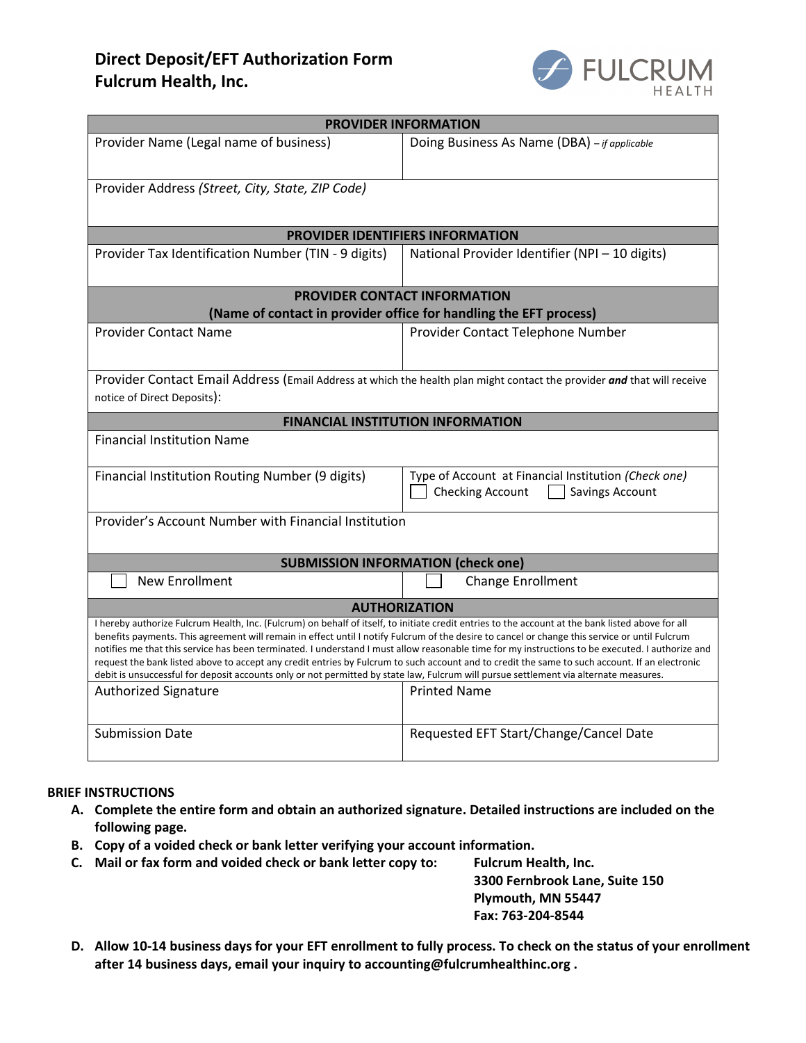# Direct Deposit/EFT Authorization Form
# Fulcrum Health, Inc.

| PROVIDER INFORMATION | |
|---|---|
| Provider Name (Legal name of business) | Doing Business As Name (DBA) – *if applicable* |
| Provider Address *(Street, City, State, ZIP Code)* | |
| **PROVIDER IDENTIFIERS INFORMATION** | |
| Provider Tax Identification Number (TIN - 9 digits) | National Provider Identifier (NPI – 10 digits) |
| **PROVIDER CONTACT INFORMATION (Name of contact in provider office for handling the EFT process)** | |
| Provider Contact Name | Provider Contact Telephone Number |
| Provider Contact Email Address (Email Address at which the health plan might contact the provider ***and*** that will receive notice of Direct Deposits): | |
| **FINANCIAL INSTITUTION INFORMATION** | |
| Financial Institution Name | |
| Financial Institution Routing Number (9 digits) | Type of Account at Financial Institution *(Check one)* ☐ Checking Account ☐ Savings Account |
| Provider's Account Number with Financial Institution | |
| **SUBMISSION INFORMATION (check one)** | |
| ☐ New Enrollment | ☐ Change Enrollment |
| **AUTHORIZATION** | |
| I hereby authorize Fulcrum Health, Inc. (Fulcrum) on behalf of itself, to initiate credit entries to the account at the bank listed above for all benefits payments. This agreement will remain in effect until I notify Fulcrum of the desire to cancel or change this service or until Fulcrum notifies me that this service has been terminated. I understand I must allow reasonable time for my instructions to be executed. I authorize and request the bank listed above to accept any credit entries by Fulcrum to such account and to credit the same to such account. If an electronic debit is unsuccessful for deposit accounts only or not permitted by state law, Fulcrum will pursue settlement via alternate measures. | |
| Authorized Signature | Printed Name |
| Submission Date | Requested EFT Start/Change/Cancel Date |

**BRIEF INSTRUCTIONS**

A. **Complete the entire form and obtain an authorized signature. Detailed instructions are included on the following page.**
B. **Copy of a voided check or bank letter verifying your account information.**
C. **Mail or fax form and voided check or bank letter copy to:**
   **Fulcrum Health, Inc.**
   **3300 Fernbrook Lane, Suite 150**
   **Plymouth, MN 55447**
   **Fax: 763-204-8544**
D. **Allow 10-14 business days for your EFT enrollment to fully process. To check on the status of your enrollment after 14 business days, email your inquiry to accounting@fulcrumhealthinc.org .**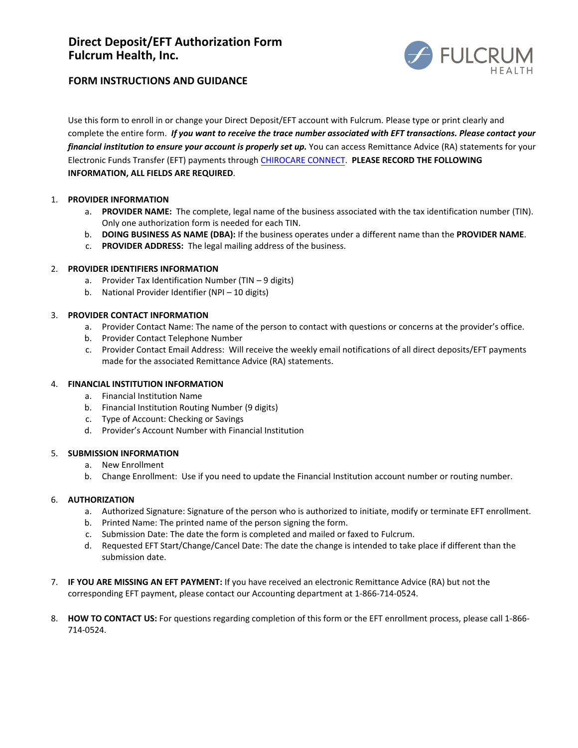# Direct Deposit/EFT Authorization Form
# Fulcrum Health, Inc.

## FORM INSTRUCTIONS AND GUIDANCE

Use this form to enroll in or change your Direct Deposit/EFT account with Fulcrum. Please type or print clearly and complete the entire form. ***If you want to receive the trace number associated with EFT transactions. Please contact your financial institution to ensure your account is properly set up.*** You can access Remittance Advice (RA) statements for your Electronic Funds Transfer (EFT) payments through CHIROCARE CONNECT. **PLEASE RECORD THE FOLLOWING INFORMATION, ALL FIELDS ARE REQUIRED**.

1. **PROVIDER INFORMATION**
   a. **PROVIDER NAME:** The complete, legal name of the business associated with the tax identification number (TIN). Only one authorization form is needed for each TIN.
   b. **DOING BUSINESS AS NAME (DBA):** If the business operates under a different name than the **PROVIDER NAME**.
   c. **PROVIDER ADDRESS:** The legal mailing address of the business.

2. **PROVIDER IDENTIFIERS INFORMATION**
   a. Provider Tax Identification Number (TIN – 9 digits)
   b. National Provider Identifier (NPI – 10 digits)

3. **PROVIDER CONTACT INFORMATION**
   a. Provider Contact Name: The name of the person to contact with questions or concerns at the provider's office.
   b. Provider Contact Telephone Number
   c. Provider Contact Email Address: Will receive the weekly email notifications of all direct deposits/EFT payments made for the associated Remittance Advice (RA) statements.

4. **FINANCIAL INSTITUTION INFORMATION**
   a. Financial Institution Name
   b. Financial Institution Routing Number (9 digits)
   c. Type of Account: Checking or Savings
   d. Provider's Account Number with Financial Institution

5. **SUBMISSION INFORMATION**
   a. New Enrollment
   b. Change Enrollment: Use if you need to update the Financial Institution account number or routing number.

6. **AUTHORIZATION**
   a. Authorized Signature: Signature of the person who is authorized to initiate, modify or terminate EFT enrollment.
   b. Printed Name: The printed name of the person signing the form.
   c. Submission Date: The date the form is completed and mailed or faxed to Fulcrum.
   d. Requested EFT Start/Change/Cancel Date: The date the change is intended to take place if different than the submission date.

7. **IF YOU ARE MISSING AN EFT PAYMENT:** If you have received an electronic Remittance Advice (RA) but not the corresponding EFT payment, please contact our Accounting department at 1-866-714-0524.

8. **HOW TO CONTACT US:** For questions regarding completion of this form or the EFT enrollment process, please call 1-866-714-0524.